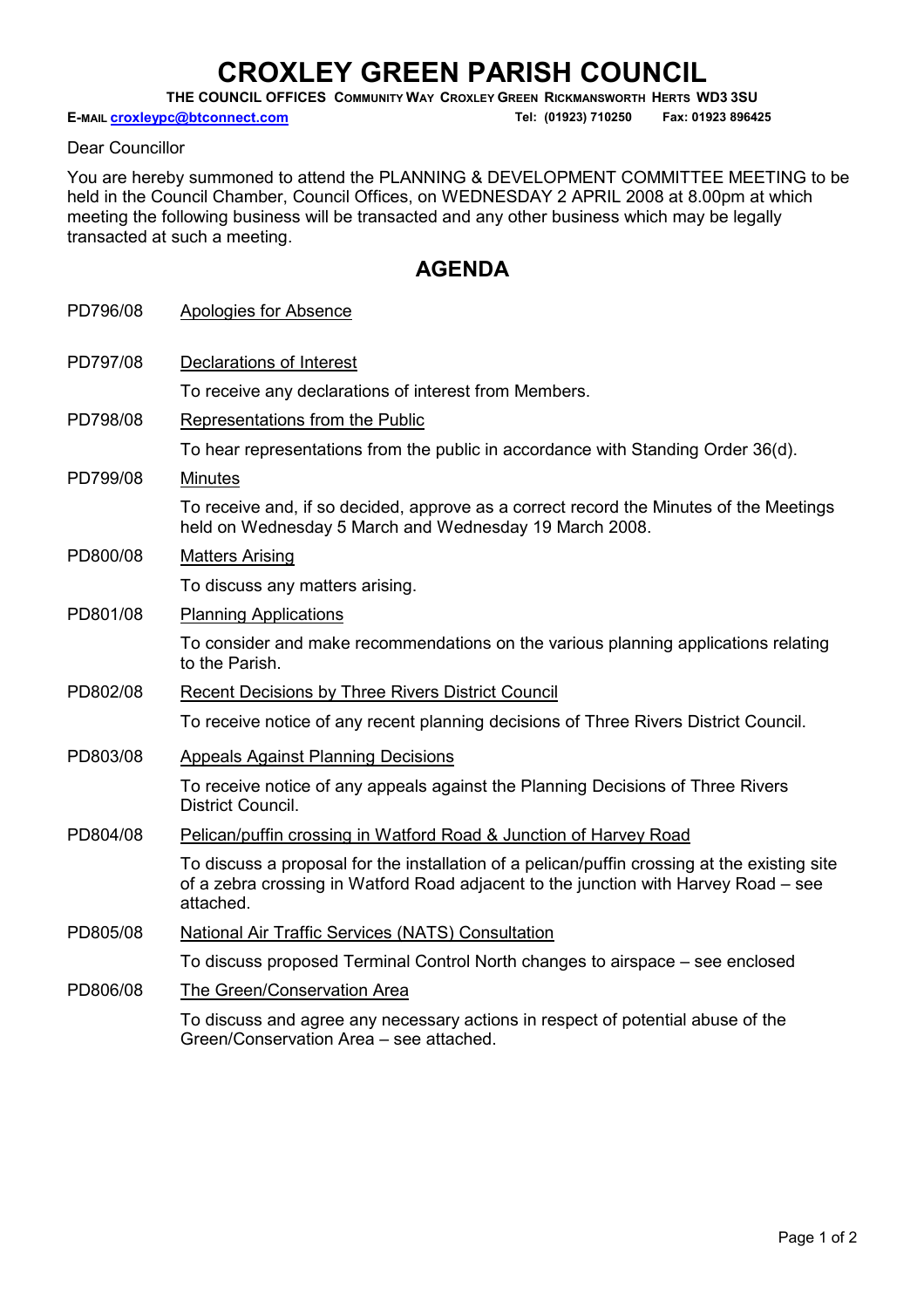# CROXLEY GREEN PARISH COUNCIL

**THE COUNCIL OFFICES COMMUNITY WAY CROXLEY GREEN RICKMANSWORTH HERTS WD3 3SU**

**E-MAIL croxleypc@btconnect.com** **Tel: (01923) 710250 Fax: 01923 896425**

Dear Councillor

You are hereby summoned to attend the PLANNING & DEVELOPMENT COMMITTEE MEETING to be held in the Council Chamber, Council Offices, on WEDNESDAY 2 APRIL 2008 at 8.00pm at which meeting the following business will be transacted and any other business which may be legally transacted at such a meeting.

## AGENDA

PD796/08 Apologies for Absence

PD797/08 Declarations of Interest

To receive any declarations of interest from Members.

PD798/08 Representations from the Public

To hear representations from the public in accordance with Standing Order 36(d).

PD799/08 Minutes

To receive and, if so decided, approve as a correct record the Minutes of the Meetings held on Wednesday 5 March and Wednesday 19 March 2008.

PD800/08 Matters Arising

To discuss any matters arising.

PD801/08 Planning Applications

To consider and make recommendations on the various planning applications relating to the Parish.

PD802/08 Recent Decisions by Three Rivers District Council

To receive notice of any recent planning decisions of Three Rivers District Council.

PD803/08 Appeals Against Planning Decisions

To receive notice of any appeals against the Planning Decisions of Three Rivers District Council.

PD804/08 Pelican/puffin crossing in Watford Road & Junction of Harvey Road

To discuss a proposal for the installation of a pelican/puffin crossing at the existing site of a zebra crossing in Watford Road adjacent to the junction with Harvey Road – see attached.

PD805/08 National Air Traffic Services (NATS) Consultation

To discuss proposed Terminal Control North changes to airspace – see enclosed

PD806/08 The Green/Conservation Area

To discuss and agree any necessary actions in respect of potential abuse of the Green/Conservation Area – see attached.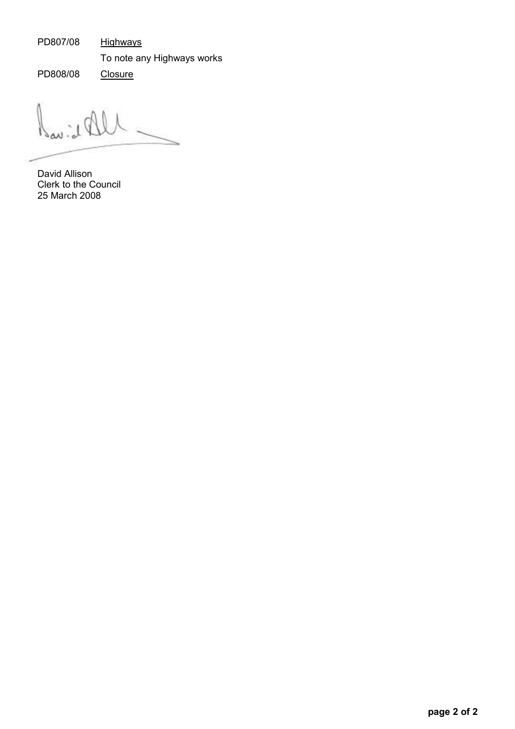PD807/08 Highways

To note any Highways works

PD808/08 Closure

David Allison
Clerk to the Council
25 March 2008